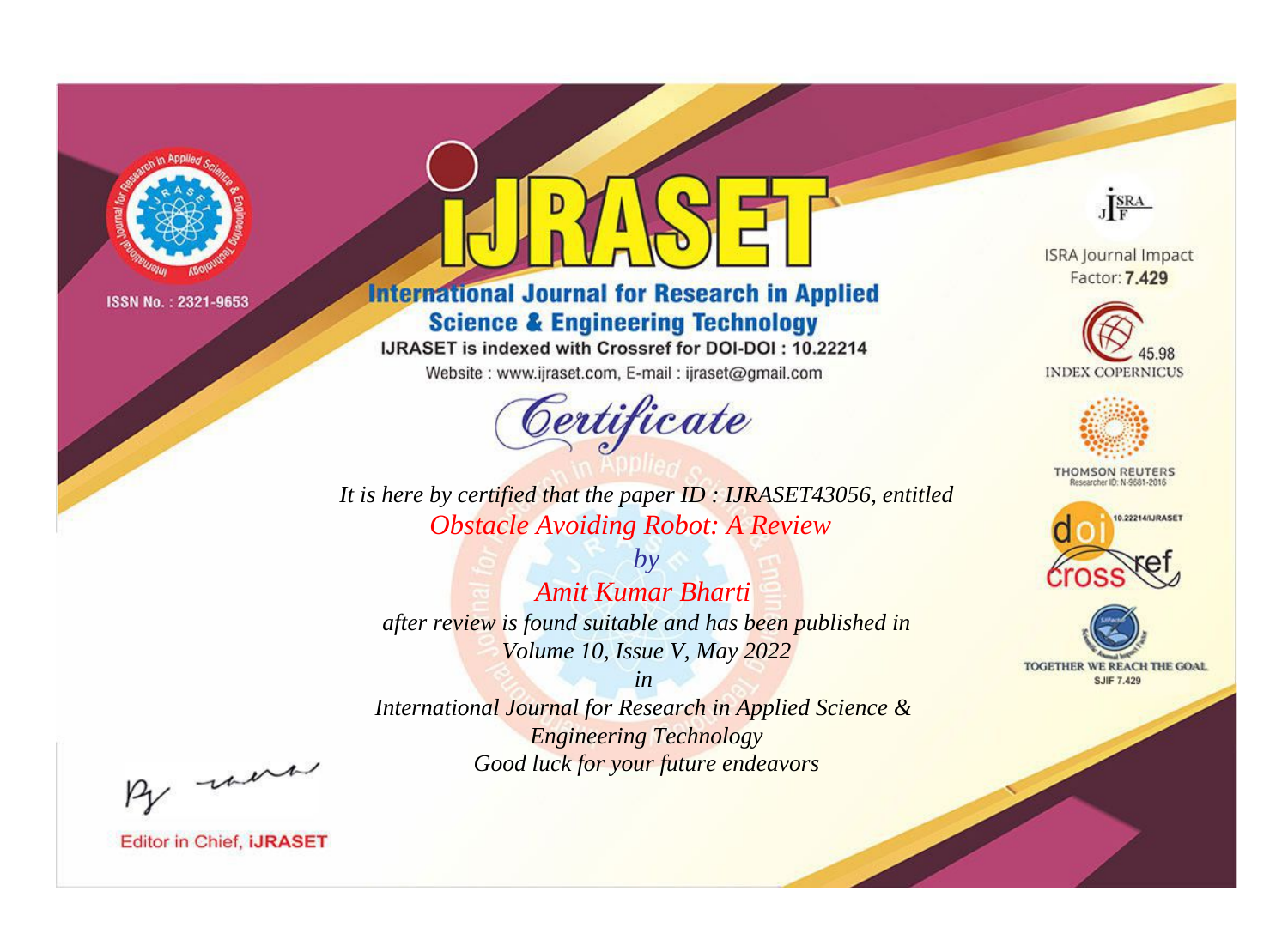ISSN No. : 2321-9653

# iJRASET

## International Journal for Research in Applied Science & Engineering Technology

IJRASET is indexed with Crossref for DOI-DOI : 10.22214

Website : www.ijraset.com, E-mail : ijraset@gmail.com

ISRA Journal Impact Factor: **7.429**

45.98 INDEX COPERNICUS

THOMSON REUTERS Researcher ID: N-9681-2016

10.22214/IJRASET

TOGETHER WE REACH THE GOAL SJIF 7.429

# *Certificate*

*It is here by certified that the paper ID : IJRASET43056, entitled*

*Obstacle Avoiding Robot: A Review*

*by*

*Amit Kumar Bharti*

*after review is found suitable and has been published in*

*Volume 10, Issue V, May 2022*

*in*

*International Journal for Research in Applied Science & Engineering Technology*

*Good luck for your future endeavors*

Editor in Chief, **iJRASET**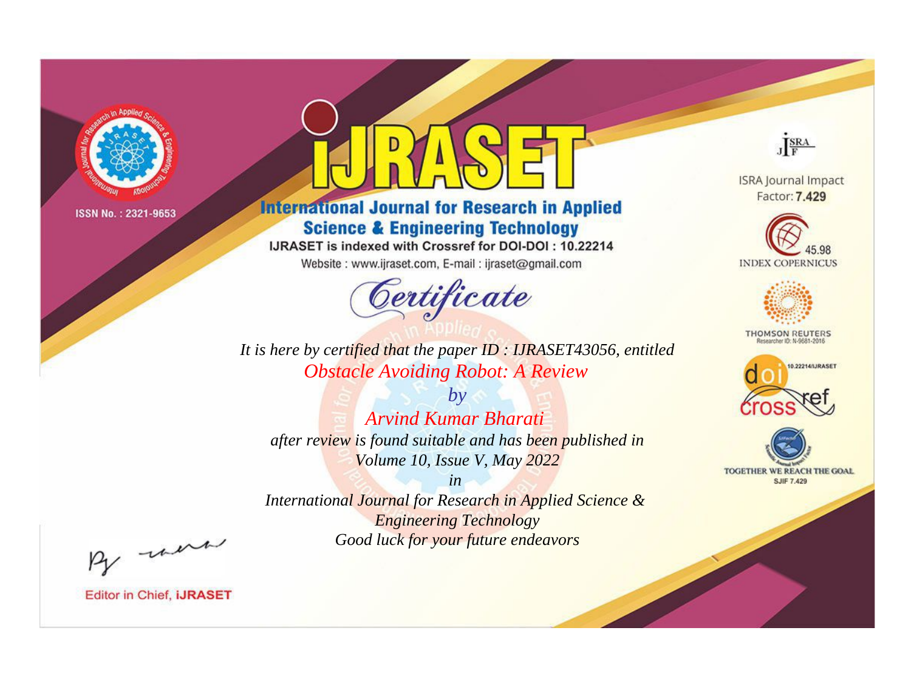ISSN No. : 2321-9653

# iJRASET

## International Journal for Research in Applied Science & Engineering Technology

IJRASET is indexed with Crossref for DOI-DOI : 10.22214

Website : www.ijraset.com, E-mail : ijraset@gmail.com

ISRA Journal Impact Factor: **7.429**

45.98 INDEX COPERNICUS

THOMSON REUTERS Researcher ID: N-9681-2016

10.22214/IJRASET

TOGETHER WE REACH THE GOAL SJIF 7.429

# *Certificate*

*It is here by certified that the paper ID : IJRASET43056, entitled*

*Obstacle Avoiding Robot: A Review*

*by*

*Arvind Kumar Bharati*

*after review is found suitable and has been published in*

*Volume 10, Issue V, May 2022*

*in*

*International Journal for Research in Applied Science & Engineering Technology*

*Good luck for your future endeavors*

Editor in Chief, **iJRASET**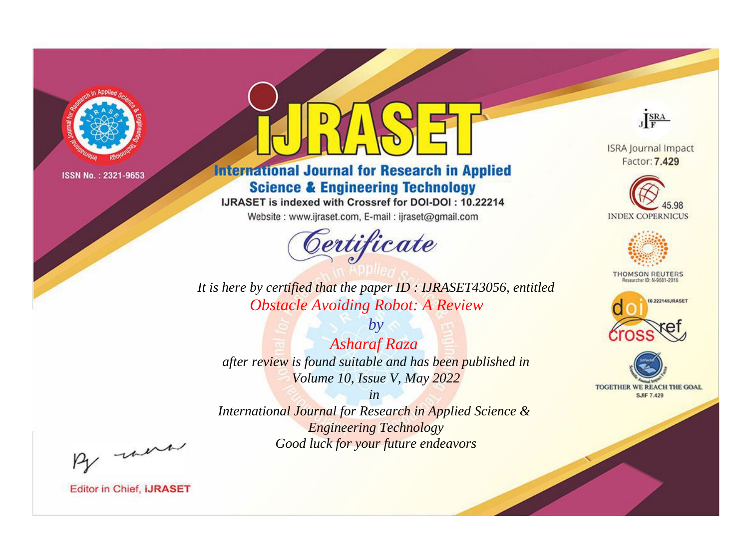ISSN No. : 2321-9653

# IJRASET

## International Journal for Research in Applied Science & Engineering Technology

IJRASET is indexed with Crossref for DOI-DOI : 10.22214

Website : www.ijraset.com, E-mail : ijraset@gmail.com

ISRA Journal Impact Factor: **7.429**

45.98 INDEX COPERNICUS

THOMSON REUTERS Researcher ID: N-9681-2016

10.22214/IJRASET

TOGETHER WE REACH THE GOAL SJIF 7.429

# *Certificate*

*It is here by certified that the paper ID : IJRASET43056, entitled*

*Obstacle Avoiding Robot: A Review*

*by*

*Asharaf Raza*

*after review is found suitable and has been published in*

*Volume 10, Issue V, May 2022*

*in*

*International Journal for Research in Applied Science & Engineering Technology*

*Good luck for your future endeavors*

Editor in Chief, **iJRASET**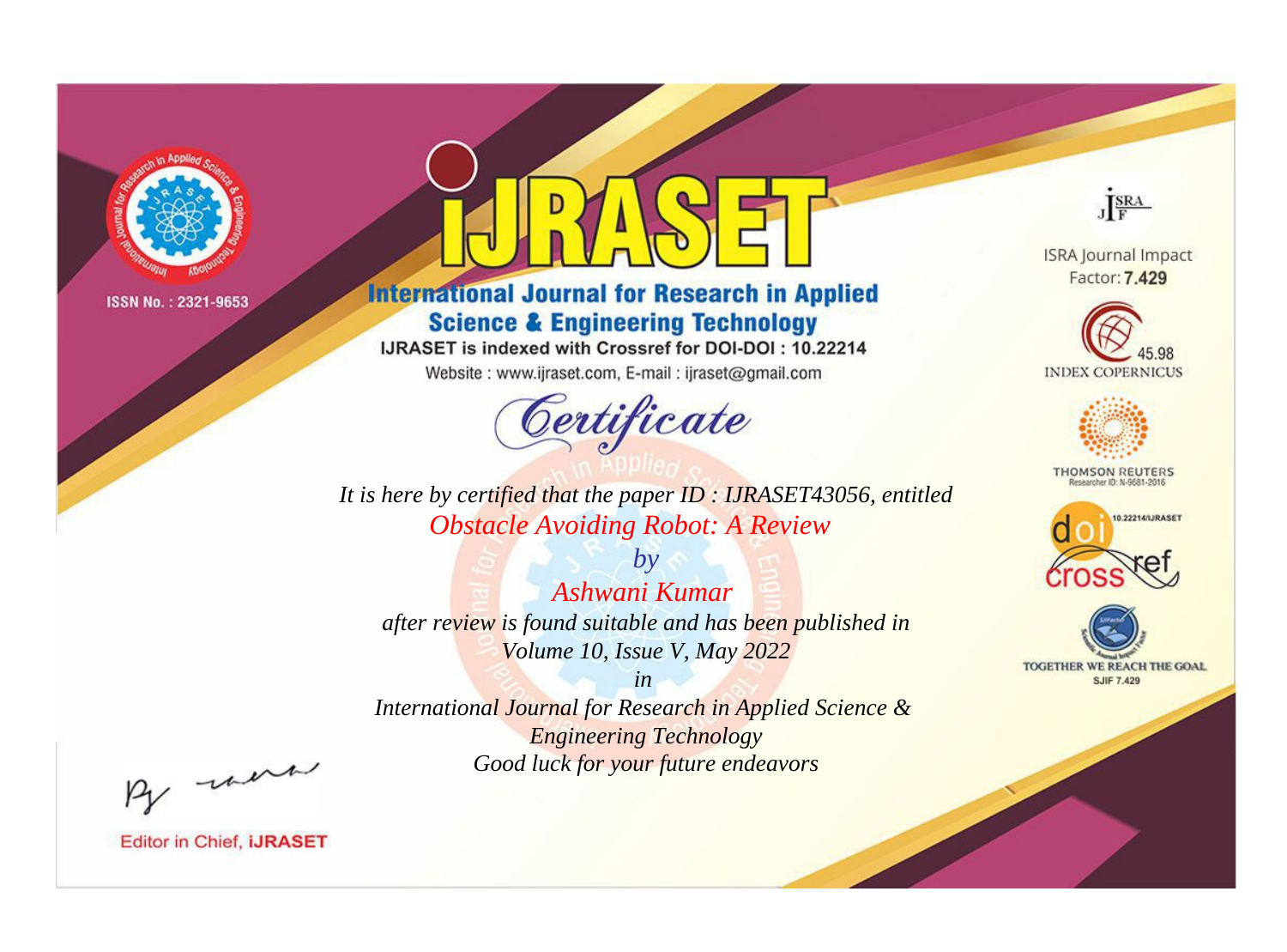ISSN No. : 2321-9653

# iJRASET

## International Journal for Research in Applied Science & Engineering Technology

IJRASET is indexed with Crossref for DOI-DOI : 10.22214

Website : www.ijraset.com, E-mail : ijraset@gmail.com

*Certificate*

*It is here by certified that the paper ID : IJRASET43056, entitled*

*Obstacle Avoiding Robot: A Review*

*by*

*Ashwani Kumar*

*after review is found suitable and has been published in*

*Volume 10, Issue V, May 2022*

*in*

*International Journal for Research in Applied Science & Engineering Technology*

*Good luck for your future endeavors*

ISRA Journal Impact Factor: **7.429**

45.98 INDEX COPERNICUS

THOMSON REUTERS Researcher ID: N-9681-2016

10.22214/IJRASET

TOGETHER WE REACH THE GOAL SJIF 7.429

Editor in Chief, **iJRASET**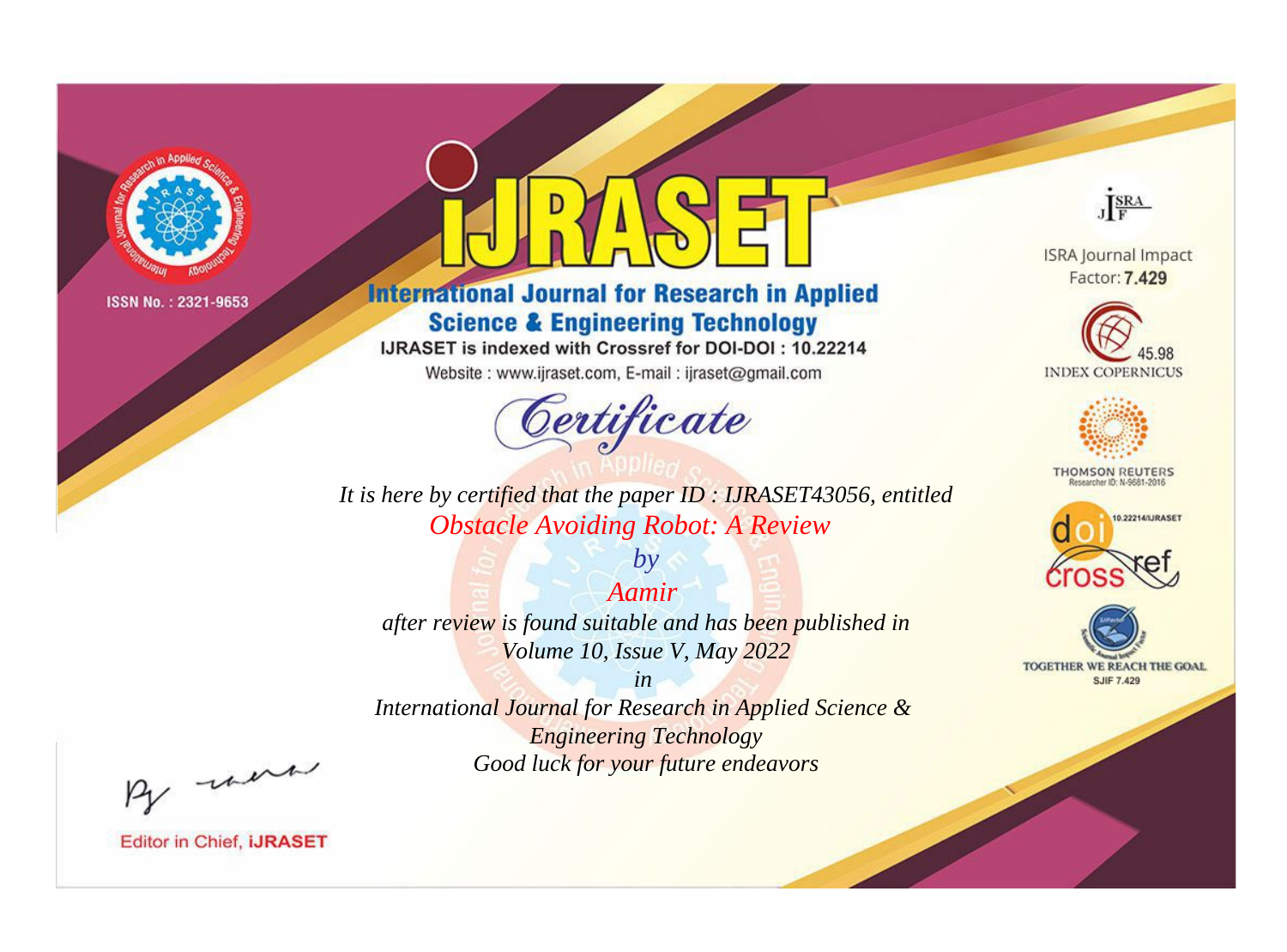ISSN No. : 2321-9653

# IJRASET

## International Journal for Research in Applied Science & Engineering Technology

IJRASET is indexed with Crossref for DOI-DOI : 10.22214

Website : www.ijraset.com, E-mail : ijraset@gmail.com

*Certificate*

*It is here by certified that the paper ID : IJRASET43056, entitled*

*Obstacle Avoiding Robot: A Review*

*by*

*Aamir*

*after review is found suitable and has been published in*

*Volume 10, Issue V, May 2022*

*in*

*International Journal for Research in Applied Science & Engineering Technology*

*Good luck for your future endeavors*

ISRA Journal Impact Factor: **7.429**

45.98 INDEX COPERNICUS

THOMSON REUTERS Researcher ID: N-9681-2016

10.22214/IJRASET

TOGETHER WE REACH THE GOAL SJIF 7.429

Editor in Chief, **iJRASET**